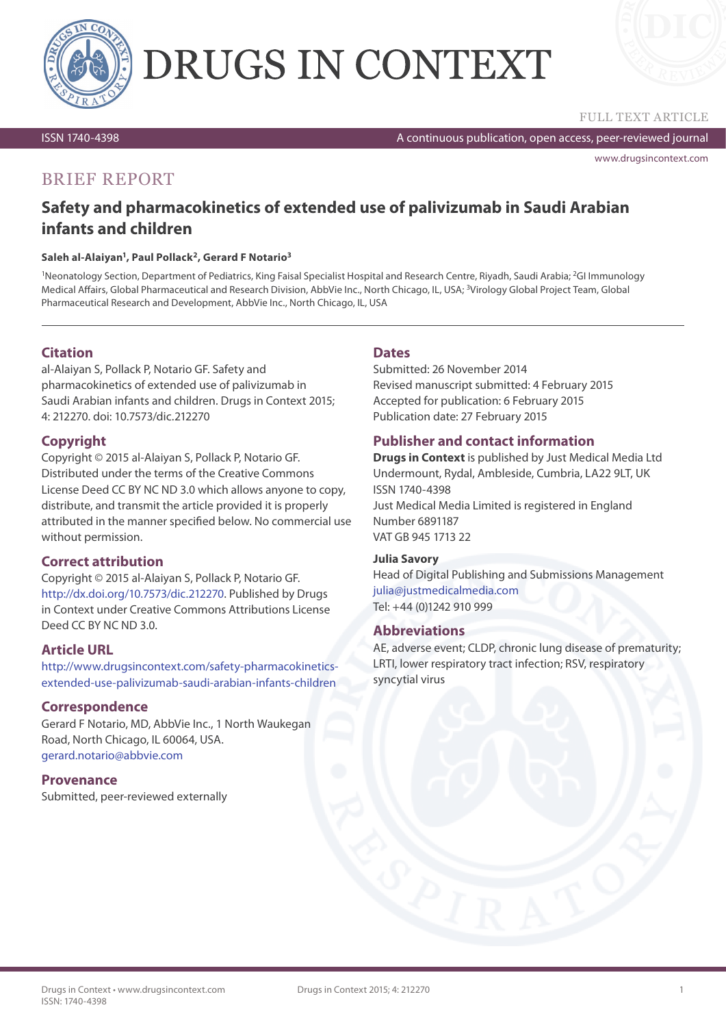# DRUGS IN CONTEXT

FULL TEXT ARTICLE

ISSN 1740-4398

A continuous publication, open access, peer-reviewed journal

www.drugsincontext.com

BRIEF REPORT

## Safety and pharmacokinetics of extended use of palivizumab in Saudi Arabian infants and children

**Saleh al-Alaiyan[1], Paul Pollack[2], Gerard F Notario[3]**

[1]Neonatology Section, Department of Pediatrics, King Faisal Specialist Hospital and Research Centre, Riyadh, Saudi Arabia; [2]GI Immunology Medical Affairs, Global Pharmaceutical and Research Division, AbbVie Inc., North Chicago, IL, USA; [3]Virology Global Project Team, Global Pharmaceutical Research and Development, AbbVie Inc., North Chicago, IL, USA

### Citation

al-Alaiyan S, Pollack P, Notario GF. Safety and pharmacokinetics of extended use of palivizumab in Saudi Arabian infants and children. Drugs in Context 2015; 4: 212270. doi: 10.7573/dic.212270

### Copyright

Copyright © 2015 al-Alaiyan S, Pollack P, Notario GF. Distributed under the terms of the Creative Commons License Deed CC BY NC ND 3.0 which allows anyone to copy, distribute, and transmit the article provided it is properly attributed in the manner specified below. No commercial use without permission.

### Correct attribution

Copyright © 2015 al-Alaiyan S, Pollack P, Notario GF. http://dx.doi.org/10.7573/dic.212270. Published by Drugs in Context under Creative Commons Attributions License Deed CC BY NC ND 3.0.

### Article URL

http://www.drugsincontext.com/safety-pharmacokinetics-extended-use-palivizumab-saudi-arabian-infants-children

### Correspondence

Gerard F Notario, MD, AbbVie Inc., 1 North Waukegan Road, North Chicago, IL 60064, USA.
gerard.notario@abbvie.com

### Provenance

Submitted, peer-reviewed externally

### Dates

Submitted: 26 November 2014
Revised manuscript submitted: 4 February 2015
Accepted for publication: 6 February 2015
Publication date: 27 February 2015

### Publisher and contact information

**Drugs in Context** is published by Just Medical Media Ltd
Undermount, Rydal, Ambleside, Cumbria, LA22 9LT, UK
ISSN 1740-4398
Just Medical Media Limited is registered in England
Number 6891187
VAT GB 945 1713 22

**Julia Savory**
Head of Digital Publishing and Submissions Management
julia@justmedicalmedia.com
Tel: +44 (0)1242 910 999

### Abbreviations

AE, adverse event; CLDP, chronic lung disease of prematurity; LRTI, lower respiratory tract infection; RSV, respiratory syncytial virus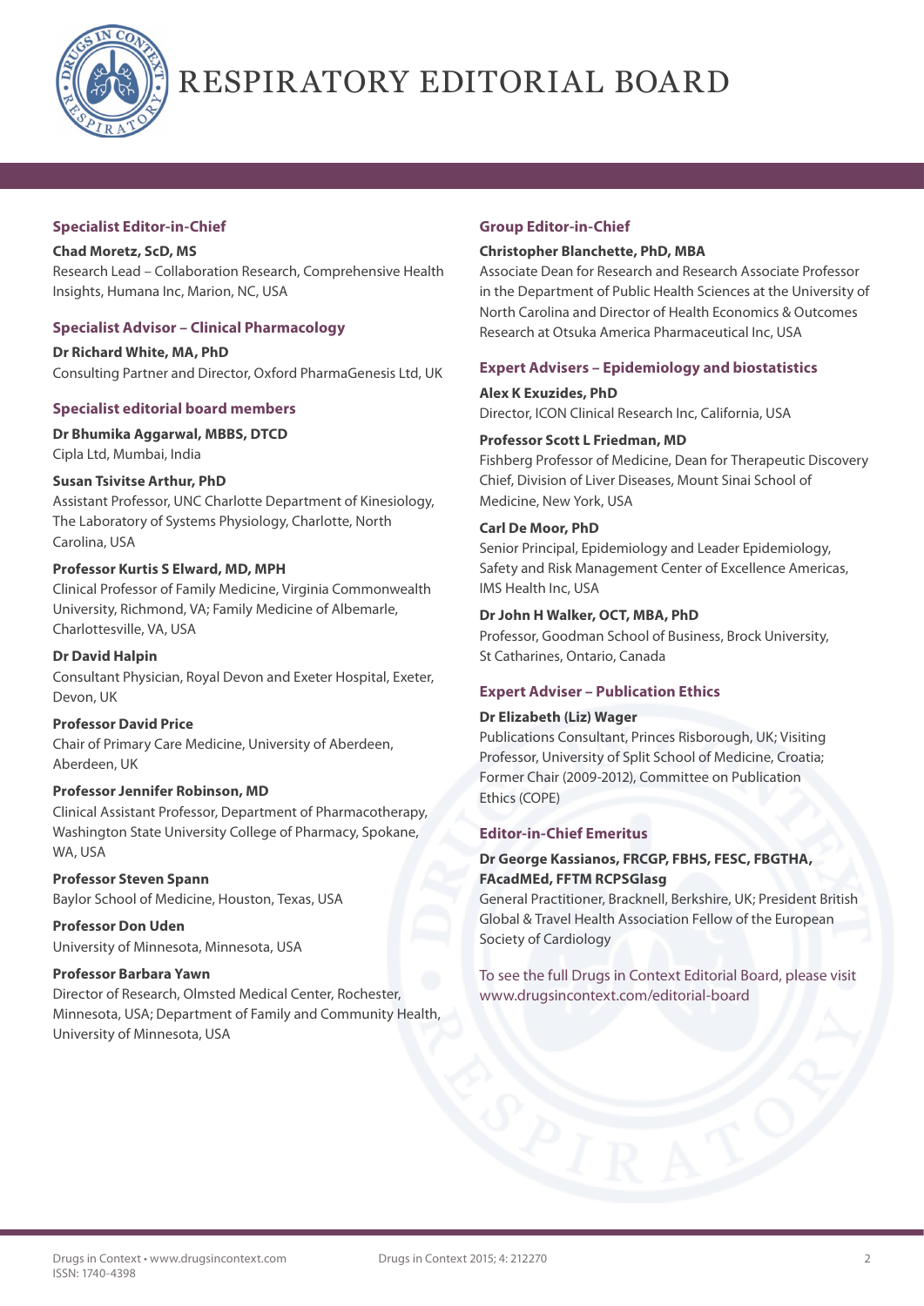# RESPIRATORY EDITORIAL BOARD

## Specialist Editor-in-Chief

**Chad Moretz, ScD, MS**
Research Lead – Collaboration Research, Comprehensive Health Insights, Humana Inc, Marion, NC, USA

## Specialist Advisor – Clinical Pharmacology

**Dr Richard White, MA, PhD**
Consulting Partner and Director, Oxford PharmaGenesis Ltd, UK

## Specialist editorial board members

**Dr Bhumika Aggarwal, MBBS, DTCD**
Cipla Ltd, Mumbai, India

**Susan Tsivitse Arthur, PhD**
Assistant Professor, UNC Charlotte Department of Kinesiology, The Laboratory of Systems Physiology, Charlotte, North Carolina, USA

**Professor Kurtis S Elward, MD, MPH**
Clinical Professor of Family Medicine, Virginia Commonwealth University, Richmond, VA; Family Medicine of Albemarle, Charlottesville, VA, USA

**Dr David Halpin**
Consultant Physician, Royal Devon and Exeter Hospital, Exeter, Devon, UK

**Professor David Price**
Chair of Primary Care Medicine, University of Aberdeen, Aberdeen, UK

**Professor Jennifer Robinson, MD**
Clinical Assistant Professor, Department of Pharmacotherapy, Washington State University College of Pharmacy, Spokane, WA, USA

**Professor Steven Spann**
Baylor School of Medicine, Houston, Texas, USA

**Professor Don Uden**
University of Minnesota, Minnesota, USA

**Professor Barbara Yawn**
Director of Research, Olmsted Medical Center, Rochester, Minnesota, USA; Department of Family and Community Health, University of Minnesota, USA

## Group Editor-in-Chief

**Christopher Blanchette, PhD, MBA**
Associate Dean for Research and Research Associate Professor in the Department of Public Health Sciences at the University of North Carolina and Director of Health Economics & Outcomes Research at Otsuka America Pharmaceutical Inc, USA

## Expert Advisers – Epidemiology and biostatistics

**Alex K Exuzides, PhD**
Director, ICON Clinical Research Inc, California, USA

**Professor Scott L Friedman, MD**
Fishberg Professor of Medicine, Dean for Therapeutic Discovery Chief, Division of Liver Diseases, Mount Sinai School of Medicine, New York, USA

**Carl De Moor, PhD**
Senior Principal, Epidemiology and Leader Epidemiology, Safety and Risk Management Center of Excellence Americas, IMS Health Inc, USA

**Dr John H Walker, OCT, MBA, PhD**
Professor, Goodman School of Business, Brock University, St Catharines, Ontario, Canada

## Expert Adviser – Publication Ethics

**Dr Elizabeth (Liz) Wager**
Publications Consultant, Princes Risborough, UK; Visiting Professor, University of Split School of Medicine, Croatia; Former Chair (2009-2012), Committee on Publication Ethics (COPE)

## Editor-in-Chief Emeritus

**Dr George Kassianos, FRCGP, FBHS, FESC, FBGTHA, FAcadMEd, FFTM RCPSGlasg**
General Practitioner, Bracknell, Berkshire, UK; President British Global & Travel Health Association Fellow of the European Society of Cardiology

To see the full Drugs in Context Editorial Board, please visit www.drugsincontext.com/editorial-board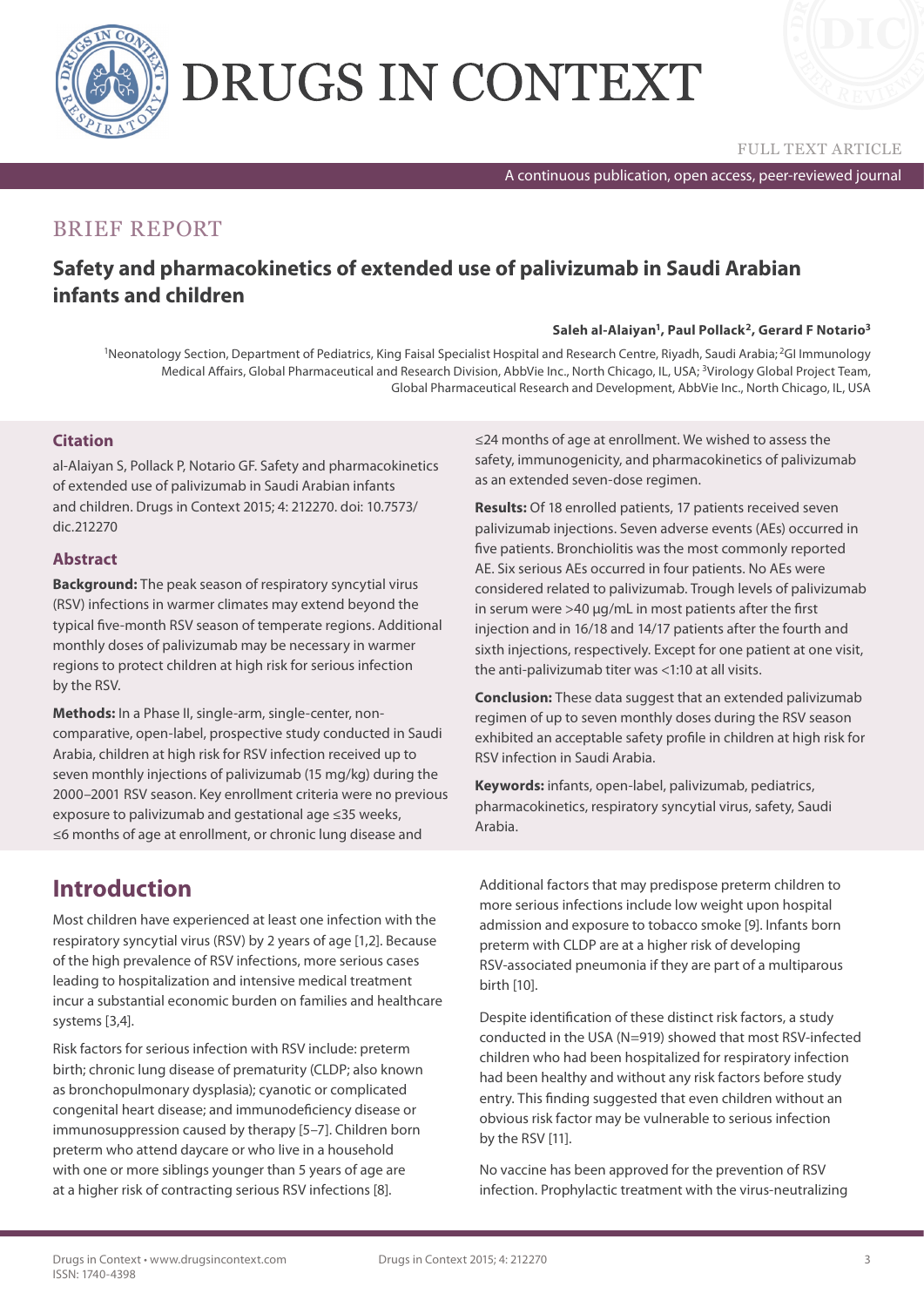BRIEF REPORT

# Safety and pharmacokinetics of extended use of palivizumab in Saudi Arabian infants and children

**Saleh al-Alaiyan[1], Paul Pollack[2], Gerard F Notario[3]**

[1]Neonatology Section, Department of Pediatrics, King Faisal Specialist Hospital and Research Centre, Riyadh, Saudi Arabia; [2]GI Immunology Medical Affairs, Global Pharmaceutical and Research Division, AbbVie Inc., North Chicago, IL, USA; [3]Virology Global Project Team, Global Pharmaceutical Research and Development, AbbVie Inc., North Chicago, IL, USA

### Citation

al-Alaiyan S, Pollack P, Notario GF. Safety and pharmacokinetics of extended use of palivizumab in Saudi Arabian infants and children. Drugs in Context 2015; 4: 212270. doi: 10.7573/dic.212270

### Abstract

**Background:** The peak season of respiratory syncytial virus (RSV) infections in warmer climates may extend beyond the typical five-month RSV season of temperate regions. Additional monthly doses of palivizumab may be necessary in warmer regions to protect children at high risk for serious infection by the RSV.

**Methods:** In a Phase II, single-arm, single-center, non-comparative, open-label, prospective study conducted in Saudi Arabia, children at high risk for RSV infection received up to seven monthly injections of palivizumab (15 mg/kg) during the 2000–2001 RSV season. Key enrollment criteria were no previous exposure to palivizumab and gestational age ≤35 weeks, ≤6 months of age at enrollment, or chronic lung disease and ≤24 months of age at enrollment. We wished to assess the safety, immunogenicity, and pharmacokinetics of palivizumab as an extended seven-dose regimen.

**Results:** Of 18 enrolled patients, 17 patients received seven palivizumab injections. Seven adverse events (AEs) occurred in five patients. Bronchiolitis was the most commonly reported AE. Six serious AEs occurred in four patients. No AEs were considered related to palivizumab. Trough levels of palivizumab in serum were >40 µg/mL in most patients after the first injection and in 16/18 and 14/17 patients after the fourth and sixth injections, respectively. Except for one patient at one visit, the anti-palivizumab titer was <1:10 at all visits.

**Conclusion:** These data suggest that an extended palivizumab regimen of up to seven monthly doses during the RSV season exhibited an acceptable safety profile in children at high risk for RSV infection in Saudi Arabia.

**Keywords:** infants, open-label, palivizumab, pediatrics, pharmacokinetics, respiratory syncytial virus, safety, Saudi Arabia.

## Introduction

Most children have experienced at least one infection with the respiratory syncytial virus (RSV) by 2 years of age [1,2]. Because of the high prevalence of RSV infections, more serious cases leading to hospitalization and intensive medical treatment incur a substantial economic burden on families and healthcare systems [3,4].

Risk factors for serious infection with RSV include: preterm birth; chronic lung disease of prematurity (CLDP; also known as bronchopulmonary dysplasia); cyanotic or complicated congenital heart disease; and immunodeficiency disease or immunosuppression caused by therapy [5–7]. Children born preterm who attend daycare or who live in a household with one or more siblings younger than 5 years of age are at a higher risk of contracting serious RSV infections [8].

Additional factors that may predispose preterm children to more serious infections include low weight upon hospital admission and exposure to tobacco smoke [9]. Infants born preterm with CLDP are at a higher risk of developing RSV-associated pneumonia if they are part of a multiparous birth [10].

Despite identification of these distinct risk factors, a study conducted in the USA (N=919) showed that most RSV-infected children who had been hospitalized for respiratory infection had been healthy and without any risk factors before study entry. This finding suggested that even children without an obvious risk factor may be vulnerable to serious infection by the RSV [11].

No vaccine has been approved for the prevention of RSV infection. Prophylactic treatment with the virus-neutralizing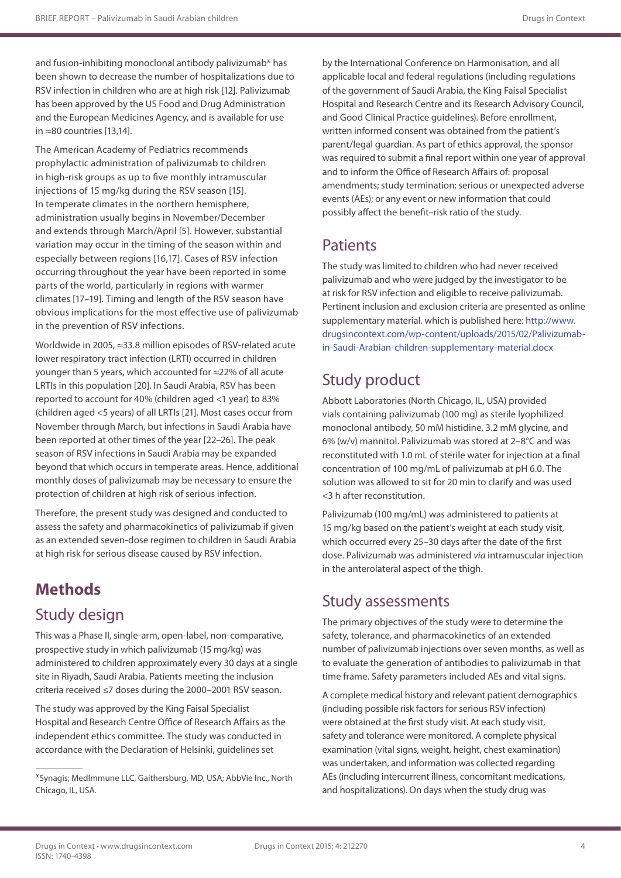and fusion-inhibiting monoclonal antibody palivizumab* has been shown to decrease the number of hospitalizations due to RSV infection in children who are at high risk [12]. Palivizumab has been approved by the US Food and Drug Administration and the European Medicines Agency, and is available for use in ≈80 countries [13,14].

The American Academy of Pediatrics recommends prophylactic administration of palivizumab to children in high-risk groups as up to five monthly intramuscular injections of 15 mg/kg during the RSV season [15]. In temperate climates in the northern hemisphere, administration usually begins in November/December and extends through March/April [5]. However, substantial variation may occur in the timing of the season within and especially between regions [16,17]. Cases of RSV infection occurring throughout the year have been reported in some parts of the world, particularly in regions with warmer climates [17–19]. Timing and length of the RSV season have obvious implications for the most effective use of palivizumab in the prevention of RSV infections.

Worldwide in 2005, ≈33.8 million episodes of RSV-related acute lower respiratory tract infection (LRTI) occurred in children younger than 5 years, which accounted for ≈22% of all acute LRTIs in this population [20]. In Saudi Arabia, RSV has been reported to account for 40% (children aged <1 year) to 83% (children aged <5 years) of all LRTIs [21]. Most cases occur from November through March, but infections in Saudi Arabia have been reported at other times of the year [22–26]. The peak season of RSV infections in Saudi Arabia may be expanded beyond that which occurs in temperate areas. Hence, additional monthly doses of palivizumab may be necessary to ensure the protection of children at high risk of serious infection.

Therefore, the present study was designed and conducted to assess the safety and pharmacokinetics of palivizumab if given as an extended seven-dose regimen to children in Saudi Arabia at high risk for serious disease caused by RSV infection.

# Methods

## Study design

This was a Phase II, single-arm, open-label, non-comparative, prospective study in which palivizumab (15 mg/kg) was administered to children approximately every 30 days at a single site in Riyadh, Saudi Arabia. Patients meeting the inclusion criteria received ≤7 doses during the 2000–2001 RSV season.

The study was approved by the King Faisal Specialist Hospital and Research Centre Office of Research Affairs as the independent ethics committee. The study was conducted in accordance with the Declaration of Helsinki, guidelines set by the International Conference on Harmonisation, and all applicable local and federal regulations (including regulations of the government of Saudi Arabia, the King Faisal Specialist Hospital and Research Centre and its Research Advisory Council, and Good Clinical Practice guidelines). Before enrollment, written informed consent was obtained from the patient's parent/legal guardian. As part of ethics approval, the sponsor was required to submit a final report within one year of approval and to inform the Office of Research Affairs of: proposal amendments; study termination; serious or unexpected adverse events (AEs); or any event or new information that could possibly affect the benefit–risk ratio of the study.

## Patients

The study was limited to children who had never received palivizumab and who were judged by the investigator to be at risk for RSV infection and eligible to receive palivizumab. Pertinent inclusion and exclusion criteria are presented as online supplementary material. which is published here: http://www.drugsincontext.com/wp-content/uploads/2015/02/Palivizumab-in-Saudi-Arabian-children-supplementary-material.docx

## Study product

Abbott Laboratories (North Chicago, IL, USA) provided vials containing palivizumab (100 mg) as sterile lyophilized monoclonal antibody, 50 mM histidine, 3.2 mM glycine, and 6% (w/v) mannitol. Palivizumab was stored at 2–8°C and was reconstituted with 1.0 mL of sterile water for injection at a final concentration of 100 mg/mL of palivizumab at pH 6.0. The solution was allowed to sit for 20 min to clarify and was used <3 h after reconstitution.

Palivizumab (100 mg/mL) was administered to patients at 15 mg/kg based on the patient's weight at each study visit, which occurred every 25–30 days after the date of the first dose. Palivizumab was administered *via* intramuscular injection in the anterolateral aspect of the thigh.

## Study assessments

The primary objectives of the study were to determine the safety, tolerance, and pharmacokinetics of an extended number of palivizumab injections over seven months, as well as to evaluate the generation of antibodies to palivizumab in that time frame. Safety parameters included AEs and vital signs.

A complete medical history and relevant patient demographics (including possible risk factors for serious RSV infection) were obtained at the first study visit. At each study visit, safety and tolerance were monitored. A complete physical examination (vital signs, weight, height, chest examination) was undertaken, and information was collected regarding AEs (including intercurrent illness, concomitant medications, and hospitalizations). On days when the study drug was

---

*Synagis; MedImmune LLC, Gaithersburg, MD, USA; AbbVie Inc., North Chicago, IL, USA.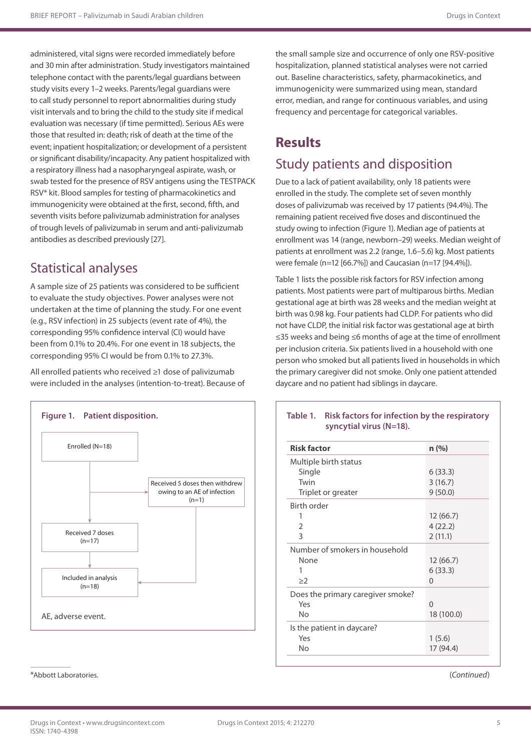administered, vital signs were recorded immediately before and 30 min after administration. Study investigators maintained telephone contact with the parents/legal guardians between study visits every 1–2 weeks. Parents/legal guardians were to call study personnel to report abnormalities during study visit intervals and to bring the child to the study site if medical evaluation was necessary (if time permitted). Serious AEs were those that resulted in: death; risk of death at the time of the event; inpatient hospitalization; or development of a persistent or significant disability/incapacity. Any patient hospitalized with a respiratory illness had a nasopharyngeal aspirate, wash, or swab tested for the presence of RSV antigens using the TESTPACK RSV* kit. Blood samples for testing of pharmacokinetics and immunogenicity were obtained at the first, second, fifth, and seventh visits before palivizumab administration for analyses of trough levels of palivizumab in serum and anti-palivizumab antibodies as described previously [27].

## Statistical analyses

A sample size of 25 patients was considered to be sufficient to evaluate the study objectives. Power analyses were not undertaken at the time of planning the study. For one event (e.g., RSV infection) in 25 subjects (event rate of 4%), the corresponding 95% confidence interval (CI) would have been from 0.1% to 20.4%. For one event in 18 subjects, the corresponding 95% CI would be from 0.1% to 27.3%.

All enrolled patients who received ≥1 dose of palivizumab were included in the analyses (intention-to-treat). Because of the small sample size and occurrence of only one RSV-positive hospitalization, planned statistical analyses were not carried out. Baseline characteristics, safety, pharmacokinetics, and immunogenicity were summarized using mean, standard error, median, and range for continuous variables, and using frequency and percentage for categorical variables.

# Results

## Study patients and disposition

Due to a lack of patient availability, only 18 patients were enrolled in the study. The complete set of seven monthly doses of palivizumab was received by 17 patients (94.4%). The remaining patient received five doses and discontinued the study owing to infection (Figure 1). Median age of patients at enrollment was 14 (range, newborn–29) weeks. Median weight of patients at enrollment was 2.2 (range, 1.6–5.6) kg. Most patients were female (n=12 [66.7%]) and Caucasian (n=17 [94.4%]).

Table 1 lists the possible risk factors for RSV infection among patients. Most patients were part of multiparous births. Median gestational age at birth was 28 weeks and the median weight at birth was 0.98 kg. Four patients had CLDP. For patients who did not have CLDP, the initial risk factor was gestational age at birth ≤35 weeks and being ≤6 months of age at the time of enrollment per inclusion criteria. Six patients lived in a household with one person who smoked but all patients lived in households in which the primary caregiver did not smoke. Only one patient attended daycare and no patient had siblings in daycare.

**Figure 1. Patient disposition.**

Enrolled (N=18) → Received 5 doses then withdrew owing to an AE of infection (n=1)

Enrolled (N=18) → Received 7 doses (n=17) → Included in analysis (n=18)

AE, adverse event.

**Table 1. Risk factors for infection by the respiratory syncytial virus (N=18).**

| Risk factor | n (%) |
|---|---|
| Multiple birth status | |
| Single | 6 (33.3) |
| Twin | 3 (16.7) |
| Triplet or greater | 9 (50.0) |
| Birth order | |
| 1 | 12 (66.7) |
| 2 | 4 (22.2) |
| 3 | 2 (11.1) |
| Number of smokers in household | |
| None | 12 (66.7) |
| 1 | 6 (33.3) |
| ≥2 | 0 |
| Does the primary caregiver smoke? | |
| Yes | 0 |
| No | 18 (100.0) |
| Is the patient in daycare? | |
| Yes | 1 (5.6) |
| No | 17 (94.4) |

(*Continued*)

*Abbott Laboratories.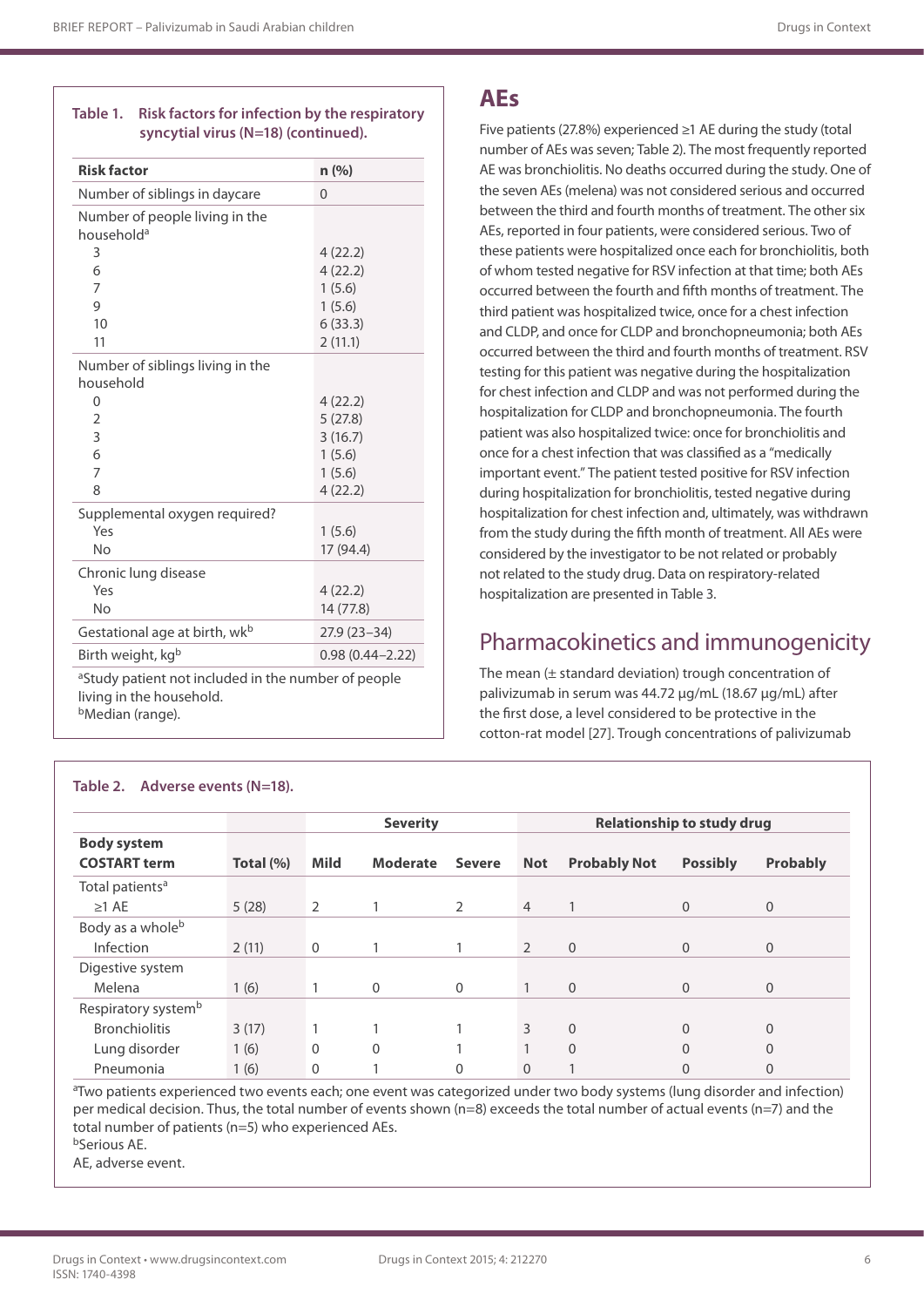**Table 1. Risk factors for infection by the respiratory syncytial virus (N=18) (continued).**

| Risk factor | n (%) |
|---|---|
| Number of siblings in daycare | 0 |
| Number of people living in the household[a] | |
| 3 | 4 (22.2) |
| 6 | 4 (22.2) |
| 7 | 1 (5.6) |
| 9 | 1 (5.6) |
| 10 | 6 (33.3) |
| 11 | 2 (11.1) |
| Number of siblings living in the household | |
| 0 | 4 (22.2) |
| 2 | 5 (27.8) |
| 3 | 3 (16.7) |
| 6 | 1 (5.6) |
| 7 | 1 (5.6) |
| 8 | 4 (22.2) |
| Supplemental oxygen required? | |
| Yes | 1 (5.6) |
| No | 17 (94.4) |
| Chronic lung disease | |
| Yes | 4 (22.2) |
| No | 14 (77.8) |
| Gestational age at birth, wk[b] | 27.9 (23–34) |
| Birth weight, kg[b] | 0.98 (0.44–2.22) |

[a]Study patient not included in the number of people living in the household.
[b]Median (range).

## AEs

Five patients (27.8%) experienced ≥1 AE during the study (total number of AEs was seven; Table 2). The most frequently reported AE was bronchiolitis. No deaths occurred during the study. One of the seven AEs (melena) was not considered serious and occurred between the third and fourth months of treatment. The other six AEs, reported in four patients, were considered serious. Two of these patients were hospitalized once each for bronchiolitis, both of whom tested negative for RSV infection at that time; both AEs occurred between the fourth and fifth months of treatment. The third patient was hospitalized twice, once for a chest infection and CLDP, and once for CLDP and bronchopneumonia; both AEs occurred between the third and fourth months of treatment. RSV testing for this patient was negative during the hospitalization for chest infection and CLDP and was not performed during the hospitalization for CLDP and bronchopneumonia. The fourth patient was also hospitalized twice: once for bronchiolitis and once for a chest infection that was classified as a "medically important event." The patient tested positive for RSV infection during hospitalization for bronchiolitis, tested negative during hospitalization for chest infection and, ultimately, was withdrawn from the study during the fifth month of treatment. All AEs were considered by the investigator to be not related or probably not related to the study drug. Data on respiratory-related hospitalization are presented in Table 3.

## Pharmacokinetics and immunogenicity

The mean (± standard deviation) trough concentration of palivizumab in serum was 44.72 μg/mL (18.67 μg/mL) after the first dose, a level considered to be protective in the cotton-rat model [27]. Trough concentrations of palivizumab

**Table 2. Adverse events (N=18).**

| | | Severity | | | Relationship to study drug | | | |
|---|---|---|---|---|---|---|---|---|
| **Body system COSTART term** | **Total (%)** | **Mild** | **Moderate** | **Severe** | **Not** | **Probably Not** | **Possibly** | **Probably** |
| Total patients[a] | | | | | | | | |
| ≥1 AE | 5 (28) | 2 | 1 | 2 | 4 | 1 | 0 | 0 |
| Body as a whole[b] | | | | | | | | |
| Infection | 2 (11) | 0 | 1 | 1 | 2 | 0 | 0 | 0 |
| Digestive system | | | | | | | | |
| Melena | 1 (6) | 1 | 0 | 0 | 1 | 0 | 0 | 0 |
| Respiratory system[b] | | | | | | | | |
| Bronchiolitis | 3 (17) | 1 | 1 | 1 | 3 | 0 | 0 | 0 |
| Lung disorder | 1 (6) | 0 | 0 | 1 | 1 | 0 | 0 | 0 |
| Pneumonia | 1 (6) | 0 | 1 | 0 | 0 | 1 | 0 | 0 |

[a]Two patients experienced two events each; one event was categorized under two body systems (lung disorder and infection) per medical decision. Thus, the total number of events shown (n=8) exceeds the total number of actual events (n=7) and the total number of patients (n=5) who experienced AEs.
[b]Serious AE.
AE, adverse event.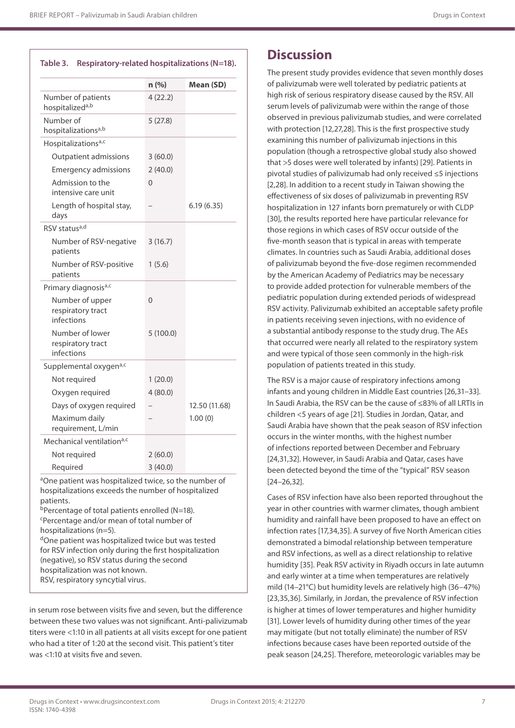**Table 3. Respiratory-related hospitalizations (N=18).**

| | n (%) | Mean (SD) |
|---|---|---|
| Number of patients hospitalized[a,b] | 4 (22.2) | |
| Number of hospitalizations[a,b] | 5 (27.8) | |
| Hospitalizations[a,c] | | |
| Outpatient admissions | 3 (60.0) | |
| Emergency admissions | 2 (40.0) | |
| Admission to the intensive care unit | 0 | |
| Length of hospital stay, days | – | 6.19 (6.35) |
| RSV status[a,d] | | |
| Number of RSV-negative patients | 3 (16.7) | |
| Number of RSV-positive patients | 1 (5.6) | |
| Primary diagnosis[a,c] | | |
| Number of upper respiratory tract infections | 0 | |
| Number of lower respiratory tract infections | 5 (100.0) | |
| Supplemental oxygen[a,c] | | |
| Not required | 1 (20.0) | |
| Oxygen required | 4 (80.0) | |
| Days of oxygen required | – | 12.50 (11.68) |
| Maximum daily requirement, L/min | – | 1.00 (0) |
| Mechanical ventilation[a,c] | | |
| Not required | 2 (60.0) | |
| Required | 3 (40.0) | |

[a]One patient was hospitalized twice, so the number of hospitalizations exceeds the number of hospitalized patients.
[b]Percentage of total patients enrolled (N=18).
[c]Percentage and/or mean of total number of hospitalizations (n=5).
[d]One patient was hospitalized twice but was tested for RSV infection only during the first hospitalization (negative), so RSV status during the second hospitalization was not known.
RSV, respiratory syncytial virus.

in serum rose between visits five and seven, but the difference between these two values was not significant. Anti-palivizumab titers were <1:10 in all patients at all visits except for one patient who had a titer of 1:20 at the second visit. This patient's titer was <1:10 at visits five and seven.

## Discussion

The present study provides evidence that seven monthly doses of palivizumab were well tolerated by pediatric patients at high risk of serious respiratory disease caused by the RSV. All serum levels of palivizumab were within the range of those observed in previous palivizumab studies, and were correlated with protection [12,27,28]. This is the first prospective study examining this number of palivizumab injections in this population (though a retrospective global study also showed that >5 doses were well tolerated by infants) [29]. Patients in pivotal studies of palivizumab had only received ≤5 injections [2,28]. In addition to a recent study in Taiwan showing the effectiveness of six doses of palivizumab in preventing RSV hospitalization in 127 infants born prematurely or with CLDP [30], the results reported here have particular relevance for those regions in which cases of RSV occur outside of the five-month season that is typical in areas with temperate climates. In countries such as Saudi Arabia, additional doses of palivizumab beyond the five-dose regimen recommended by the American Academy of Pediatrics may be necessary to provide added protection for vulnerable members of the pediatric population during extended periods of widespread RSV activity. Palivizumab exhibited an acceptable safety profile in patients receiving seven injections, with no evidence of a substantial antibody response to the study drug. The AEs that occurred were nearly all related to the respiratory system and were typical of those seen commonly in the high-risk population of patients treated in this study.

The RSV is a major cause of respiratory infections among infants and young children in Middle East countries [26,31–33]. In Saudi Arabia, the RSV can be the cause of ≤83% of all LRTIs in children <5 years of age [21]. Studies in Jordan, Qatar, and Saudi Arabia have shown that the peak season of RSV infection occurs in the winter months, with the highest number of infections reported between December and February [24,31,32]. However, in Saudi Arabia and Qatar, cases have been detected beyond the time of the "typical" RSV season [24–26,32].

Cases of RSV infection have also been reported throughout the year in other countries with warmer climates, though ambient humidity and rainfall have been proposed to have an effect on infection rates [17,34,35]. A survey of five North American cities demonstrated a bimodal relationship between temperature and RSV infections, as well as a direct relationship to relative humidity [35]. Peak RSV activity in Riyadh occurs in late autumn and early winter at a time when temperatures are relatively mild (14–21°C) but humidity levels are relatively high (36–47%) [23,35,36]. Similarly, in Jordan, the prevalence of RSV infection is higher at times of lower temperatures and higher humidity [31]. Lower levels of humidity during other times of the year may mitigate (but not totally eliminate) the number of RSV infections because cases have been reported outside of the peak season [24,25]. Therefore, meteorologic variables may be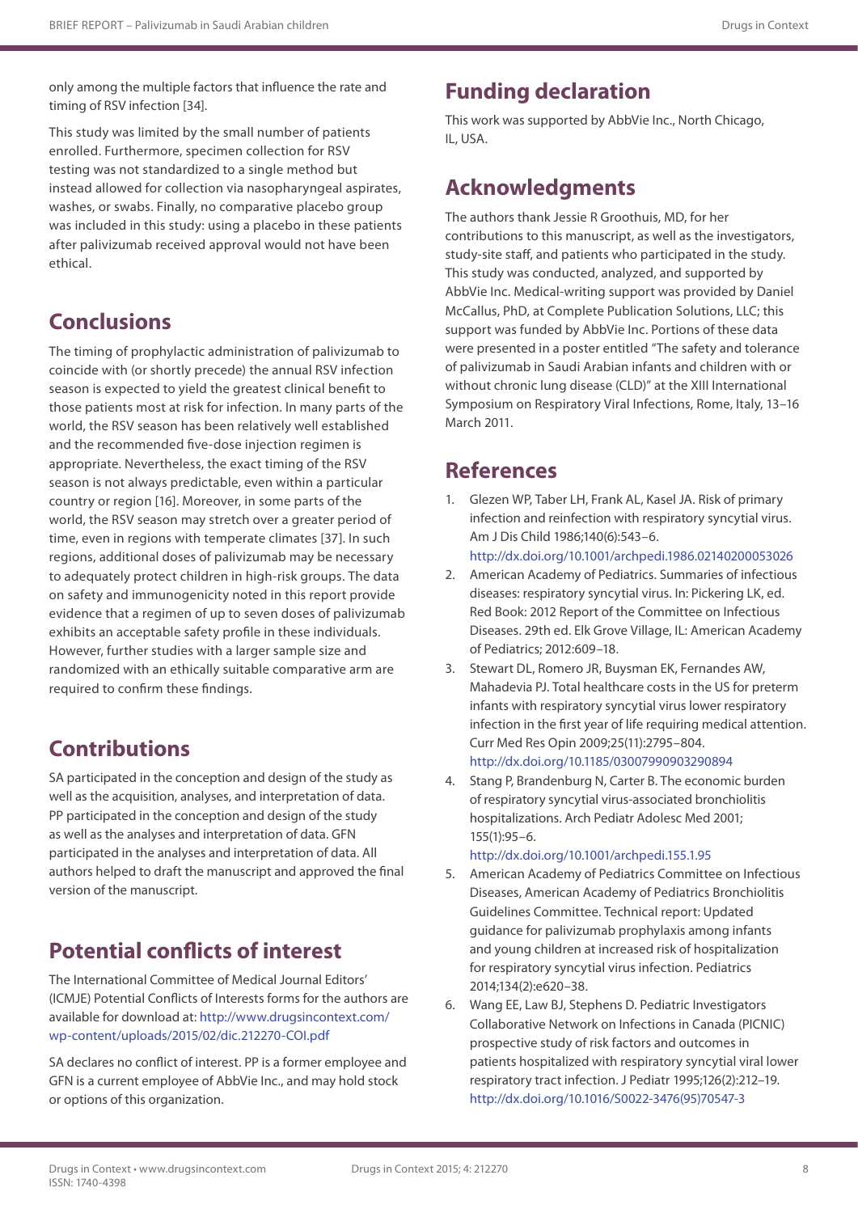only among the multiple factors that influence the rate and timing of RSV infection [34].

This study was limited by the small number of patients enrolled. Furthermore, specimen collection for RSV testing was not standardized to a single method but instead allowed for collection via nasopharyngeal aspirates, washes, or swabs. Finally, no comparative placebo group was included in this study: using a placebo in these patients after palivizumab received approval would not have been ethical.

## Conclusions

The timing of prophylactic administration of palivizumab to coincide with (or shortly precede) the annual RSV infection season is expected to yield the greatest clinical benefit to those patients most at risk for infection. In many parts of the world, the RSV season has been relatively well established and the recommended five-dose injection regimen is appropriate. Nevertheless, the exact timing of the RSV season is not always predictable, even within a particular country or region [16]. Moreover, in some parts of the world, the RSV season may stretch over a greater period of time, even in regions with temperate climates [37]. In such regions, additional doses of palivizumab may be necessary to adequately protect children in high-risk groups. The data on safety and immunogenicity noted in this report provide evidence that a regimen of up to seven doses of palivizumab exhibits an acceptable safety profile in these individuals. However, further studies with a larger sample size and randomized with an ethically suitable comparative arm are required to confirm these findings.

## Contributions

SA participated in the conception and design of the study as well as the acquisition, analyses, and interpretation of data. PP participated in the conception and design of the study as well as the analyses and interpretation of data. GFN participated in the analyses and interpretation of data. All authors helped to draft the manuscript and approved the final version of the manuscript.

## Potential conflicts of interest

The International Committee of Medical Journal Editors' (ICMJE) Potential Conflicts of Interests forms for the authors are available for download at: http://www.drugsincontext.com/wp-content/uploads/2015/02/dic.212270-COI.pdf

SA declares no conflict of interest. PP is a former employee and GFN is a current employee of AbbVie Inc., and may hold stock or options of this organization.

## Funding declaration

This work was supported by AbbVie Inc., North Chicago, IL, USA.

## Acknowledgments

The authors thank Jessie R Groothuis, MD, for her contributions to this manuscript, as well as the investigators, study-site staff, and patients who participated in the study. This study was conducted, analyzed, and supported by AbbVie Inc. Medical-writing support was provided by Daniel McCallus, PhD, at Complete Publication Solutions, LLC; this support was funded by AbbVie Inc. Portions of these data were presented in a poster entitled "The safety and tolerance of palivizumab in Saudi Arabian infants and children with or without chronic lung disease (CLD)" at the XIII International Symposium on Respiratory Viral Infections, Rome, Italy, 13–16 March 2011.

## References

1. Glezen WP, Taber LH, Frank AL, Kasel JA. Risk of primary infection and reinfection with respiratory syncytial virus. Am J Dis Child 1986;140(6):543–6. http://dx.doi.org/10.1001/archpedi.1986.02140200053026
2. American Academy of Pediatrics. Summaries of infectious diseases: respiratory syncytial virus. In: Pickering LK, ed. Red Book: 2012 Report of the Committee on Infectious Diseases. 29th ed. Elk Grove Village, IL: American Academy of Pediatrics; 2012:609–18.
3. Stewart DL, Romero JR, Buysman EK, Fernandes AW, Mahadevia PJ. Total healthcare costs in the US for preterm infants with respiratory syncytial virus lower respiratory infection in the first year of life requiring medical attention. Curr Med Res Opin 2009;25(11):2795–804. http://dx.doi.org/10.1185/03007990903290894
4. Stang P, Brandenburg N, Carter B. The economic burden of respiratory syncytial virus-associated bronchiolitis hospitalizations. Arch Pediatr Adolesc Med 2001; 155(1):95–6. http://dx.doi.org/10.1001/archpedi.155.1.95
5. American Academy of Pediatrics Committee on Infectious Diseases, American Academy of Pediatrics Bronchiolitis Guidelines Committee. Technical report: Updated guidance for palivizumab prophylaxis among infants and young children at increased risk of hospitalization for respiratory syncytial virus infection. Pediatrics 2014;134(2):e620–38.
6. Wang EE, Law BJ, Stephens D. Pediatric Investigators Collaborative Network on Infections in Canada (PICNIC) prospective study of risk factors and outcomes in patients hospitalized with respiratory syncytial viral lower respiratory tract infection. J Pediatr 1995;126(2):212–19. http://dx.doi.org/10.1016/S0022-3476(95)70547-3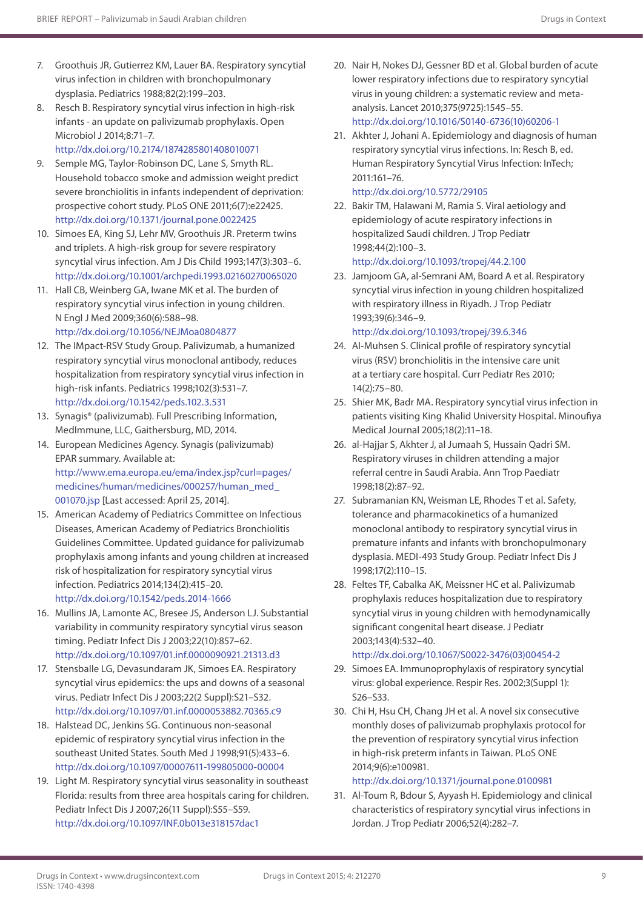7. Groothuis JR, Gutierrez KM, Lauer BA. Respiratory syncytial virus infection in children with bronchopulmonary dysplasia. Pediatrics 1988;82(2):199–203.
8. Resch B. Respiratory syncytial virus infection in high-risk infants - an update on palivizumab prophylaxis. Open Microbiol J 2014;8:71–7. http://dx.doi.org/10.2174/1874285801408010071
9. Semple MG, Taylor-Robinson DC, Lane S, Smyth RL. Household tobacco smoke and admission weight predict severe bronchiolitis in infants independent of deprivation: prospective cohort study. PLoS ONE 2011;6(7):e22425. http://dx.doi.org/10.1371/journal.pone.0022425
10. Simoes EA, King SJ, Lehr MV, Groothuis JR. Preterm twins and triplets. A high-risk group for severe respiratory syncytial virus infection. Am J Dis Child 1993;147(3):303–6. http://dx.doi.org/10.1001/archpedi.1993.02160270065020
11. Hall CB, Weinberg GA, Iwane MK et al. The burden of respiratory syncytial virus infection in young children. N Engl J Med 2009;360(6):588–98. http://dx.doi.org/10.1056/NEJMoa0804877
12. The IMpact-RSV Study Group. Palivizumab, a humanized respiratory syncytial virus monoclonal antibody, reduces hospitalization from respiratory syncytial virus infection in high-risk infants. Pediatrics 1998;102(3):531–7. http://dx.doi.org/10.1542/peds.102.3.531
13. Synagis® (palivizumab). Full Prescribing Information, MedImmune, LLC, Gaithersburg, MD, 2014.
14. European Medicines Agency. Synagis (palivizumab) EPAR summary. Available at: http://www.ema.europa.eu/ema/index.jsp?curl=pages/medicines/human/medicines/000257/human_med_001070.jsp [Last accessed: April 25, 2014].
15. American Academy of Pediatrics Committee on Infectious Diseases, American Academy of Pediatrics Bronchiolitis Guidelines Committee. Updated guidance for palivizumab prophylaxis among infants and young children at increased risk of hospitalization for respiratory syncytial virus infection. Pediatrics 2014;134(2):415–20. http://dx.doi.org/10.1542/peds.2014-1666
16. Mullins JA, Lamonte AC, Bresee JS, Anderson LJ. Substantial variability in community respiratory syncytial virus season timing. Pediatr Infect Dis J 2003;22(10):857–62. http://dx.doi.org/10.1097/01.inf.0000090921.21313.d3
17. Stensballe LG, Devasundaram JK, Simoes EA. Respiratory syncytial virus epidemics: the ups and downs of a seasonal virus. Pediatr Infect Dis J 2003;22(2 Suppl):S21–S32. http://dx.doi.org/10.1097/01.inf.0000053882.70365.c9
18. Halstead DC, Jenkins SG. Continuous non-seasonal epidemic of respiratory syncytial virus infection in the southeast United States. South Med J 1998;91(5):433–6. http://dx.doi.org/10.1097/00007611-199805000-00004
19. Light M. Respiratory syncytial virus seasonality in southeast Florida: results from three area hospitals caring for children. Pediatr Infect Dis J 2007;26(11 Suppl):S55–S59. http://dx.doi.org/10.1097/INF.0b013e318157dac1
20. Nair H, Nokes DJ, Gessner BD et al. Global burden of acute lower respiratory infections due to respiratory syncytial virus in young children: a systematic review and meta-analysis. Lancet 2010;375(9725):1545–55. http://dx.doi.org/10.1016/S0140-6736(10)60206-1
21. Akhter J, Johani A. Epidemiology and diagnosis of human respiratory syncytial virus infections. In: Resch B, ed. Human Respiratory Syncytial Virus Infection: InTech; 2011:161–76. http://dx.doi.org/10.5772/29105
22. Bakir TM, Halawani M, Ramia S. Viral aetiology and epidemiology of acute respiratory infections in hospitalized Saudi children. J Trop Pediatr 1998;44(2):100–3. http://dx.doi.org/10.1093/tropej/44.2.100
23. Jamjoom GA, al-Semrani AM, Board A et al. Respiratory syncytial virus infection in young children hospitalized with respiratory illness in Riyadh. J Trop Pediatr 1993;39(6):346–9. http://dx.doi.org/10.1093/tropej/39.6.346
24. Al-Muhsen S. Clinical profile of respiratory syncytial virus (RSV) bronchiolitis in the intensive care unit at a tertiary care hospital. Curr Pediatr Res 2010; 14(2):75–80.
25. Shier MK, Badr MA. Respiratory syncytial virus infection in patients visiting King Khalid University Hospital. Minoufiya Medical Journal 2005;18(2):11–18.
26. al-Hajjar S, Akhter J, al Jumaah S, Hussain Qadri SM. Respiratory viruses in children attending a major referral centre in Saudi Arabia. Ann Trop Paediatr 1998;18(2):87–92.
27. Subramanian KN, Weisman LE, Rhodes T et al. Safety, tolerance and pharmacokinetics of a humanized monoclonal antibody to respiratory syncytial virus in premature infants and infants with bronchopulmonary dysplasia. MEDI-493 Study Group. Pediatr Infect Dis J 1998;17(2):110–15.
28. Feltes TF, Cabalka AK, Meissner HC et al. Palivizumab prophylaxis reduces hospitalization due to respiratory syncytial virus in young children with hemodynamically significant congenital heart disease. J Pediatr 2003;143(4):532–40. http://dx.doi.org/10.1067/S0022-3476(03)00454-2
29. Simoes EA. Immunoprophylaxis of respiratory syncytial virus: global experience. Respir Res. 2002;3(Suppl 1): S26–S33.
30. Chi H, Hsu CH, Chang JH et al. A novel six consecutive monthly doses of palivizumab prophylaxis protocol for the prevention of respiratory syncytial virus infection in high-risk preterm infants in Taiwan. PLoS ONE 2014;9(6):e100981. http://dx.doi.org/10.1371/journal.pone.0100981
31. Al-Toum R, Bdour S, Ayyash H. Epidemiology and clinical characteristics of respiratory syncytial virus infections in Jordan. J Trop Pediatr 2006;52(4):282–7.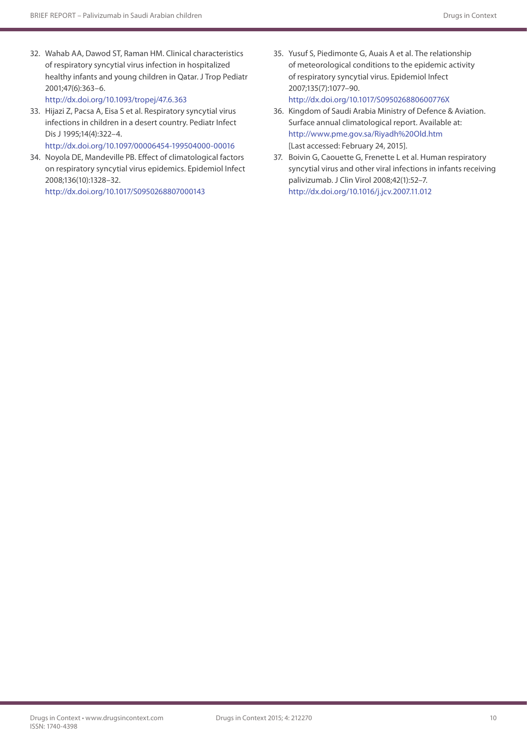32. Wahab AA, Dawod ST, Raman HM. Clinical characteristics of respiratory syncytial virus infection in hospitalized healthy infants and young children in Qatar. J Trop Pediatr 2001;47(6):363–6. http://dx.doi.org/10.1093/tropej/47.6.363
33. Hijazi Z, Pacsa A, Eisa S et al. Respiratory syncytial virus infections in children in a desert country. Pediatr Infect Dis J 1995;14(4):322–4. http://dx.doi.org/10.1097/00006454-199504000-00016
34. Noyola DE, Mandeville PB. Effect of climatological factors on respiratory syncytial virus epidemics. Epidemiol Infect 2008;136(10):1328–32. http://dx.doi.org/10.1017/S0950268807000143
35. Yusuf S, Piedimonte G, Auais A et al. The relationship of meteorological conditions to the epidemic activity of respiratory syncytial virus. Epidemiol Infect 2007;135(7):1077–90. http://dx.doi.org/10.1017/S095026880600776X
36. Kingdom of Saudi Arabia Ministry of Defence & Aviation. Surface annual climatological report. Available at: http://www.pme.gov.sa/Riyadh%20Old.htm [Last accessed: February 24, 2015].
37. Boivin G, Caouette G, Frenette L et al. Human respiratory syncytial virus and other viral infections in infants receiving palivizumab. J Clin Virol 2008;42(1):52–7. http://dx.doi.org/10.1016/j.jcv.2007.11.012